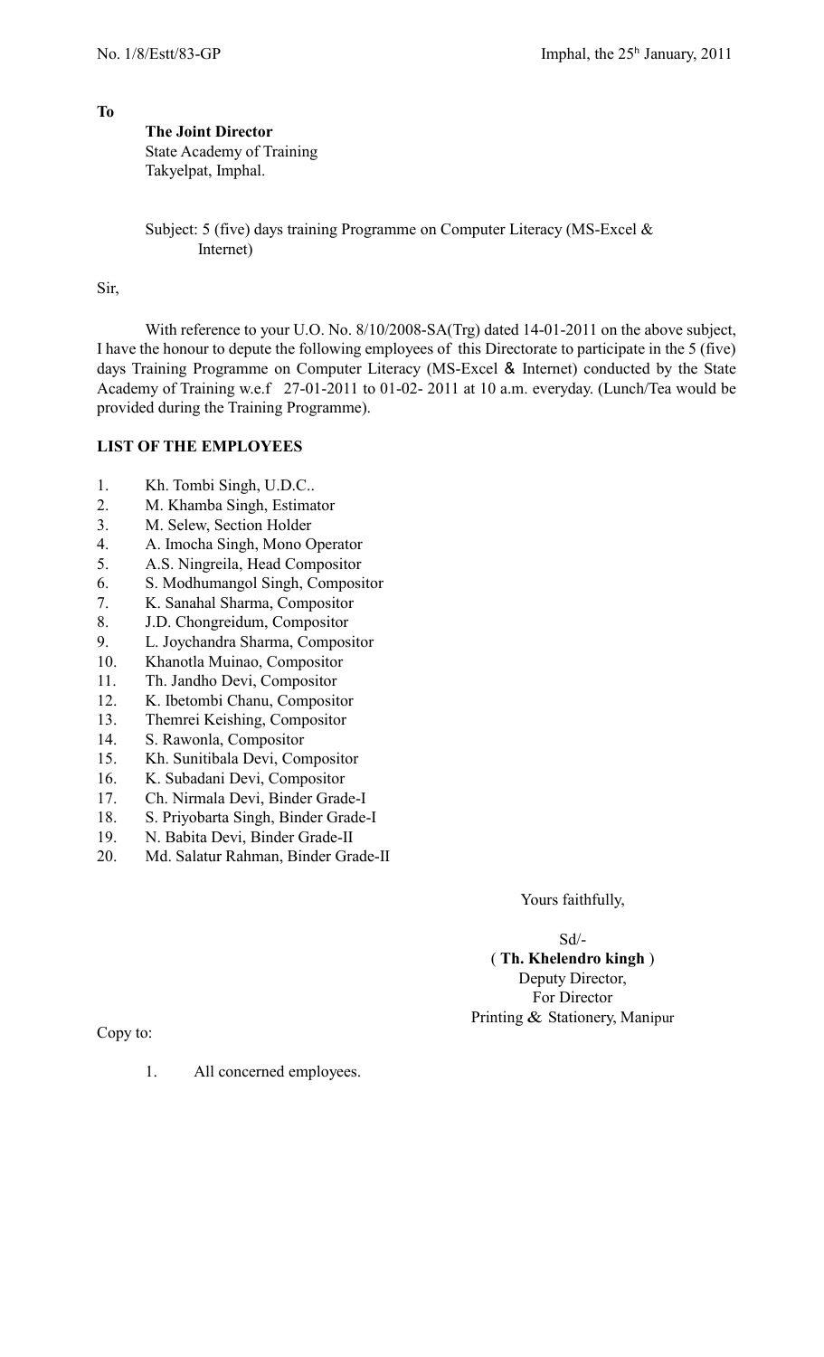No. 1/8/Estt/83-GP                                                                                   Imphal, the 25[h] January, 2011

**To**

**The Joint Director**
State Academy of Training
Takyelpat, Imphal.

Subject: 5 (five) days training Programme on Computer Literacy (MS-Excel & Internet)

Sir,

With reference to your U.O. No. 8/10/2008-SA(Trg) dated 14-01-2011 on the above subject, I have the honour to depute the following employees of this Directorate to participate in the 5 (five) days Training Programme on Computer Literacy (MS-Excel & Internet) conducted by the State Academy of Training w.e.f 27-01-2011 to 01-02- 2011 at 10 a.m. everyday. (Lunch/Tea would be provided during the Training Programme).

**LIST OF THE EMPLOYEES**

1. Kh. Tombi Singh, U.D.C..
2. M. Khamba Singh, Estimator
3. M. Selew, Section Holder
4. A. Imocha Singh, Mono Operator
5. A.S. Ningreila, Head Compositor
6. S. Modhumangol Singh, Compositor
7. K. Sanahal Sharma, Compositor
8. J.D. Chongreidum, Compositor
9. L. Joychandra Sharma, Compositor
10. Khanotla Muinao, Compositor
11. Th. Jandho Devi, Compositor
12. K. Ibetombi Chanu, Compositor
13. Themrei Keishing, Compositor
14. S. Rawonla, Compositor
15. Kh. Sunitibala Devi, Compositor
16. K. Subadani Devi, Compositor
17. Ch. Nirmala Devi, Binder Grade-I
18. S. Priyobarta Singh, Binder Grade-I
19. N. Babita Devi, Binder Grade-II
20. Md. Salatur Rahman, Binder Grade-II

Yours faithfully,

Sd/-
( **Th. Khelendro kingh** )
Deputy Director,
For Director
Printing & Stationery, Manipur

Copy to:

1. All concerned employees.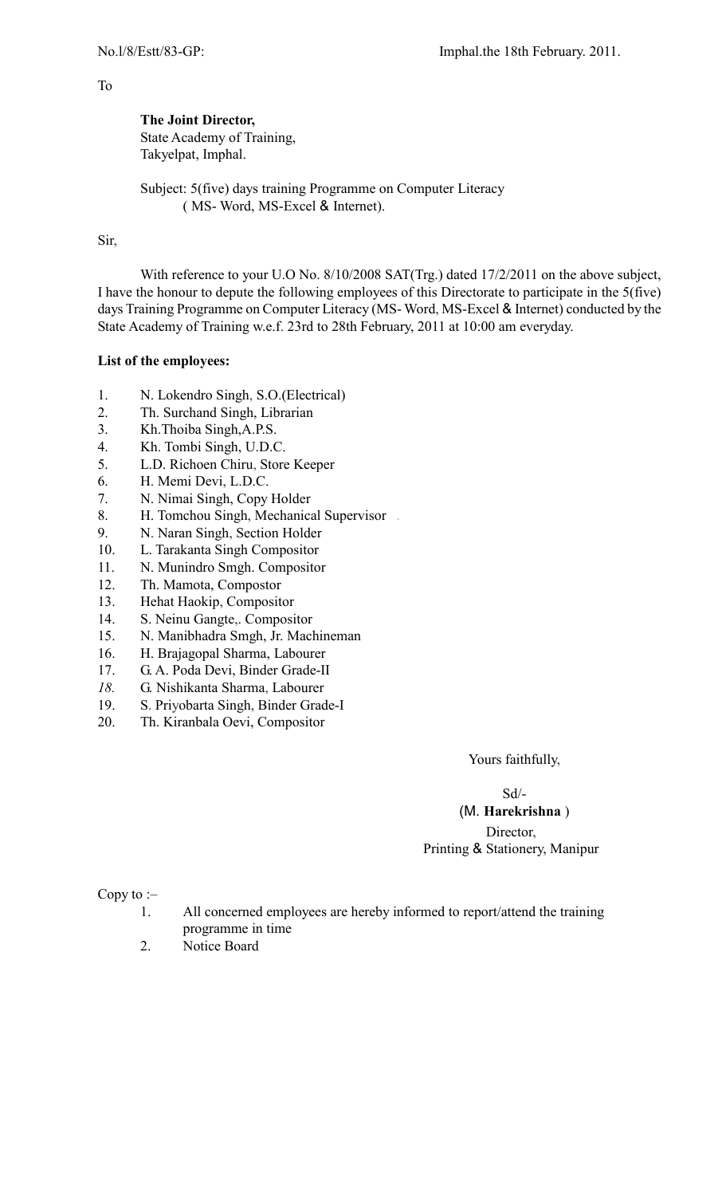No.l/8/Estt/83-GP: Imphal.the 18th February. 2011.

To

**The Joint Director,**
State Academy of Training,
Takyelpat, Imphal.

Subject: 5(five) days training Programme on Computer Literacy ( MS- Word, MS-Excel & Internet).

Sir,

With reference to your U.O No. 8/10/2008 SAT(Trg.) dated 17/2/2011 on the above subject, I have the honour to depute the following employees of this Directorate to participate in the 5(five) days Training Programme on Computer Literacy (MS- Word, MS-Excel & Internet) conducted by the State Academy of Training w.e.f. 23rd to 28th February, 2011 at 10:00 am everyday.

**List of the employees:**

1. N. Lokendro Singh, S.O.(Electrical)
2. Th. Surchand Singh, Librarian
3. Kh.Thoiba Singh,A.P.S.
4. Kh. Tombi Singh, U.D.C.
5. L.D. Richoen Chiru, Store Keeper
6. H. Memi Devi, L.D.C.
7. N. Nimai Singh, Copy Holder
8. H. Tomchou Singh, Mechanical Supervisor
9. N. Naran Singh, Section Holder
10. L. Tarakanta Singh Compositor
11. N. Munindro Smgh. Compositor
12. Th. Mamota, Compostor
13. Hehat Haokip, Compositor
14. S. Neinu Gangte,. Compositor
15. N. Manibhadra Smgh, Jr. Machineman
16. H. Brajagopal Sharma, Labourer
17. G. A. Poda Devi, Binder Grade-II
18. G. Nishikanta Sharma, Labourer
19. S. Priyobarta Singh, Binder Grade-I
20. Th. Kiranbala Oevi, Compositor

Yours faithfully,

Sd/-
(M. **Harekrishna** )
Director,
Printing & Stationery, Manipur

Copy to :–

1. All concerned employees are hereby informed to report/attend the training programme in time
2. Notice Board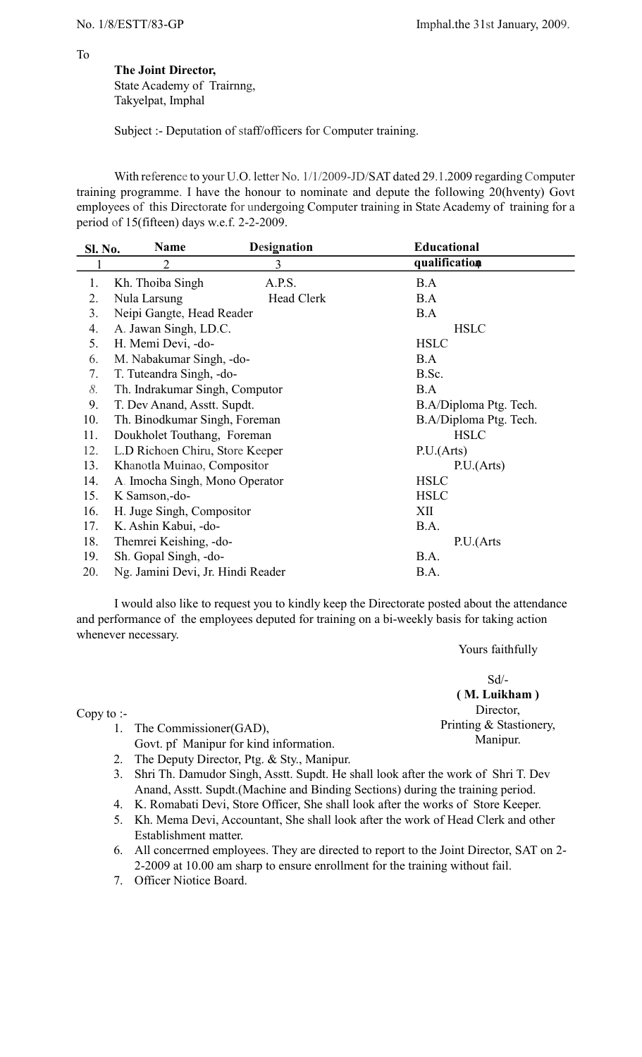No. 1/8/ESTT/83-GP Imphal.the 31st January, 2009.

To

**The Joint Director,**
State Academy of Trairnng,
Takyelpat, Imphal

Subject :- Deputation of staff/officers for Computer training.

With reference to your U.O. letter No. 1/1/2009-JD/SAT dated 29.1.2009 regarding Computer training programme. I have the honour to nominate and depute the following 20(hventy) Govt employees of this Directorate for undergoing Computer training in State Academy of training for a period of 15(fifteen) days w.e.f. 2-2-2009.

| Sl. No. | Name | Designation | Educational qualification |
|---|---|---|---|
| 1 | 2 | 3 | |
| 1. | Kh. Thoiba Singh | A.P.S. | B.A |
| 2. | Nula Larsung | Head Clerk | B.A |
| 3. | Neipi Gangte, Head Reader | | B.A |
| 4. | A. Jawan Singh, LD.C. | | HSLC |
| 5. | H. Memi Devi, -do- | | HSLC |
| 6. | M. Nabakumar Singh, -do- | | B.A |
| 7. | T. Tuteandra Singh, -do- | | B.Sc. |
| 8. | Th. Indrakumar Singh, Computor | | B.A |
| 9. | T. Dev Anand, Asstt. Supdt. | | B.A/Diploma Ptg. Tech. |
| 10. | Th. Binodkumar Singh, Foreman | | B.A/Diploma Ptg. Tech. |
| 11. | Doukholet Touthang, Foreman | | HSLC |
| 12. | L.D Richoen Chiru, Store Keeper | | P.U.(Arts) |
| 13. | Khanotla Muinao, Compositor | | P.U.(Arts) |
| 14. | A Imocha Singh, Mono Operator | | HSLC |
| 15. | K Samson,-do- | | HSLC |
| 16. | H. Juge Singh, Compositor | | XII |
| 17. | K. Ashin Kabui, -do- | | B.A. |
| 18. | Themrei Keishing, -do- | | P.U.(Arts |
| 19. | Sh. Gopal Singh, -do- | | B.A. |
| 20. | Ng. Jamini Devi, Jr. Hindi Reader | | B.A. |

I would also like to request you to kindly keep the Directorate posted about the attendance and performance of the employees deputed for training on a bi-weekly basis for taking action whenever necessary.

Yours faithfully

Sd/-
**( M. Luikham )**
Director,
Printing & Stastionery,
Manipur.

Copy to :-

1. The Commissioner(GAD), Govt. pf Manipur for kind information.
2. The Deputy Director, Ptg. & Sty., Manipur.
3. Shri Th. Damudor Singh, Asstt. Supdt. He shall look after the work of Shri T. Dev Anand, Asstt. Supdt.(Machine and Binding Sections) during the training period.
4. K. Romabati Devi, Store Officer, She shall look after the works of Store Keeper.
5. Kh. Mema Devi, Accountant, She shall look after the work of Head Clerk and other Establishment matter.
6. All concerrned employees. They are directed to report to the Joint Director, SAT on 2-2-2009 at 10.00 am sharp to ensure enrollment for the training without fail.
7. Officer Niotice Board.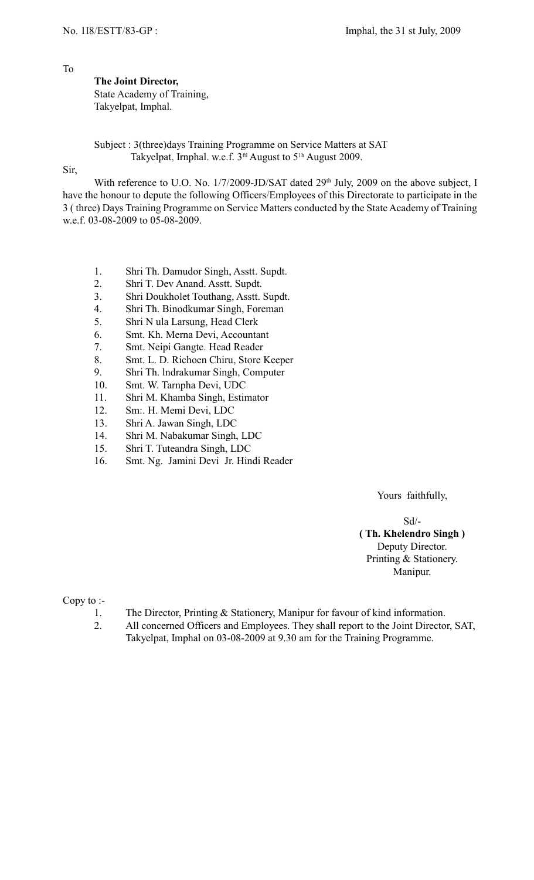No. 1l8/ESTT/83-GP : Imphal, the 31 st July, 2009

To

**The Joint Director,**
State Academy of Training,
Takyelpat, Imphal.

Subject : 3(three)days Training Programme on Service Matters at SAT Takyelpat, Irnphal. w.e.f. 3[fd] August to 5[1h] August 2009.

Sir,

With reference to U.O. No. 1/7/2009-JD/SAT dated 29[th] July, 2009 on the above subject, I have the honour to depute the following Officers/Employees of this Directorate to participate in the 3 ( three) Days Training Programme on Service Matters conducted by the State Academy of Training w.e.f. 03-08-2009 to 05-08-2009.

1. Shri Th. Damudor Singh, Asstt. Supdt.
2. Shri T. Dev Anand. Asstt. Supdt.
3. Shri Doukholet Touthang, Asstt. Supdt.
4. Shri Th. Binodkumar Singh, Foreman
5. Shri N ula Larsung, Head Clerk
6. Smt. Kh. Merna Devi, Accountant
7. Smt. Neipi Gangte. Head Reader
8. Smt. L. D. Richoen Chiru, Store Keeper
9. Shri Th. lndrakumar Singh, Computer
10. Smt. W. Tarnpha Devi, UDC
11. Shri M. Khamba Singh, Estimator
12. Sm:. H. Memi Devi, LDC
13. Shri A. Jawan Singh, LDC
14. Shri M. Nabakumar Singh, LDC
15. Shri T. Tuteandra Singh, LDC
16. Smt. Ng. Jamini Devi Jr. Hindi Reader

Yours faithfully,

Sd/-
**( Th. Khelendro Singh )**
Deputy Director.
Printing & Stationery.
Manipur.

Copy to :-

1. The Director, Printing & Stationery, Manipur for favour of kind information.
2. All concerned Officers and Employees. They shall report to the Joint Director, SAT, Takyelpat, Imphal on 03-08-2009 at 9.30 am for the Training Programme.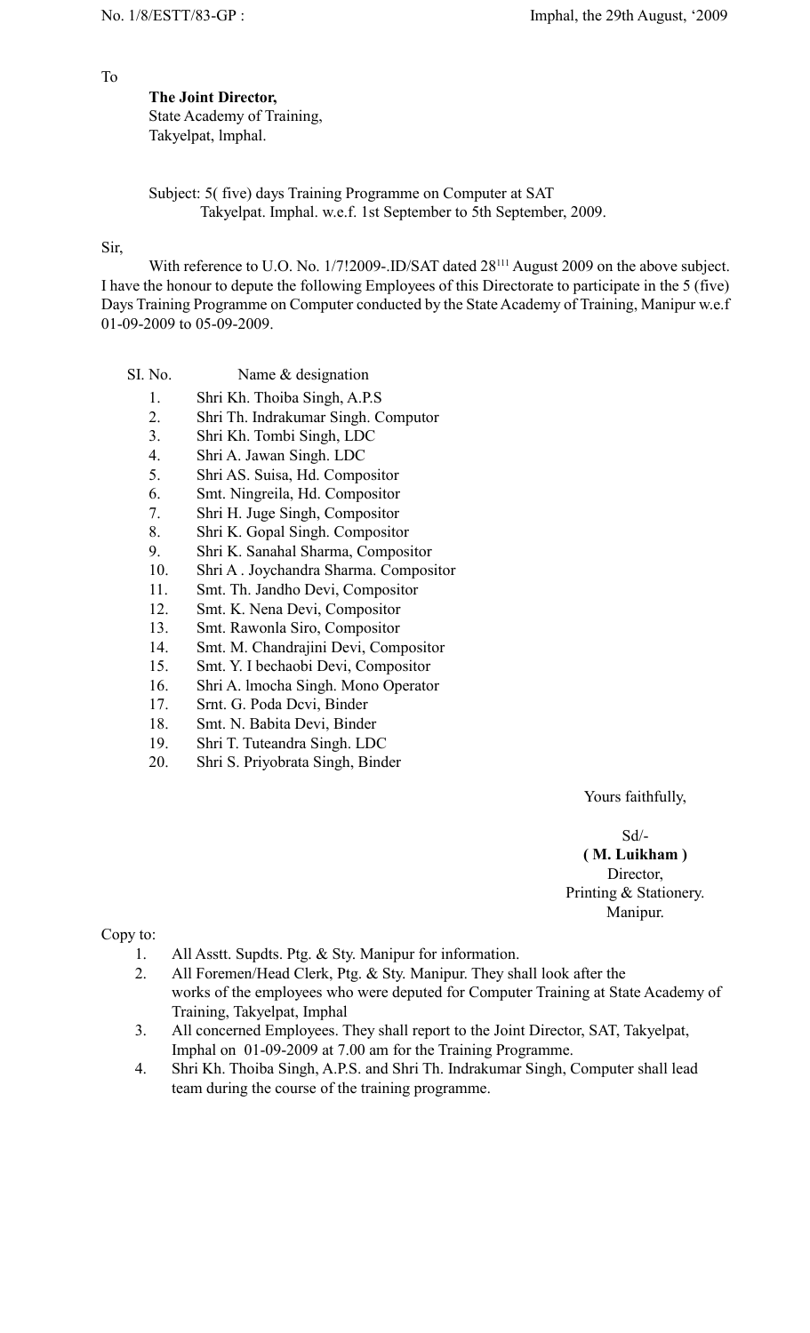No. 1/8/ESTT/83-GP : Imphal, the 29th August, '2009

To

**The Joint Director,**
State Academy of Training,
Takyelpat, lmphal.

Subject: 5( five) days Training Programme on Computer at SAT Takyelpat. Imphal. w.e.f. 1st September to 5th September, 2009.

Sir,

With reference to U.O. No. 1/7!2009-.ID/SAT dated 28[111] August 2009 on the above subject. I have the honour to depute the following Employees of this Directorate to participate in the 5 (five) Days Training Programme on Computer conducted by the State Academy of Training, Manipur w.e.f 01-09-2009 to 05-09-2009.

| SI. No. | Name & designation |
|---|---|
| 1. | Shri Kh. Thoiba Singh, A.P.S |
| 2. | Shri Th. Indrakumar Singh. Computor |
| 3. | Shri Kh. Tombi Singh, LDC |
| 4. | Shri A. Jawan Singh. LDC |
| 5. | Shri AS. Suisa, Hd. Compositor |
| 6. | Smt. Ningreila, Hd. Compositor |
| 7. | Shri H. Juge Singh, Compositor |
| 8. | Shri K. Gopal Singh. Compositor |
| 9. | Shri K. Sanahal Sharma, Compositor |
| 10. | Shri A . Joychandra Sharma. Compositor |
| 11. | Smt. Th. Jandho Devi, Compositor |
| 12. | Smt. K. Nena Devi, Compositor |
| 13. | Smt. Rawonla Siro, Compositor |
| 14. | Smt. M. Chandrajini Devi, Compositor |
| 15. | Smt. Y. I bechaobi Devi, Compositor |
| 16. | Shri A. lmocha Singh. Mono Operator |
| 17. | Srnt. G. Poda Dcvi, Binder |
| 18. | Smt. N. Babita Devi, Binder |
| 19. | Shri T. Tuteandra Singh. LDC |
| 20. | Shri S. Priyobrata Singh, Binder |

Yours faithfully,

Sd/-
**( M. Luikham )**
Director,
Printing & Stationery.
Manipur.

Copy to:

1. All Asstt. Supdts. Ptg. & Sty. Manipur for information.
2. All Foremen/Head Clerk, Ptg. & Sty. Manipur. They shall look after the works of the employees who were deputed for Computer Training at State Academy of Training, Takyelpat, Imphal
3. All concerned Employees. They shall report to the Joint Director, SAT, Takyelpat, Imphal on 01-09-2009 at 7.00 am for the Training Programme.
4. Shri Kh. Thoiba Singh, A.P.S. and Shri Th. Indrakumar Singh, Computer shall lead team during the course of the training programme.